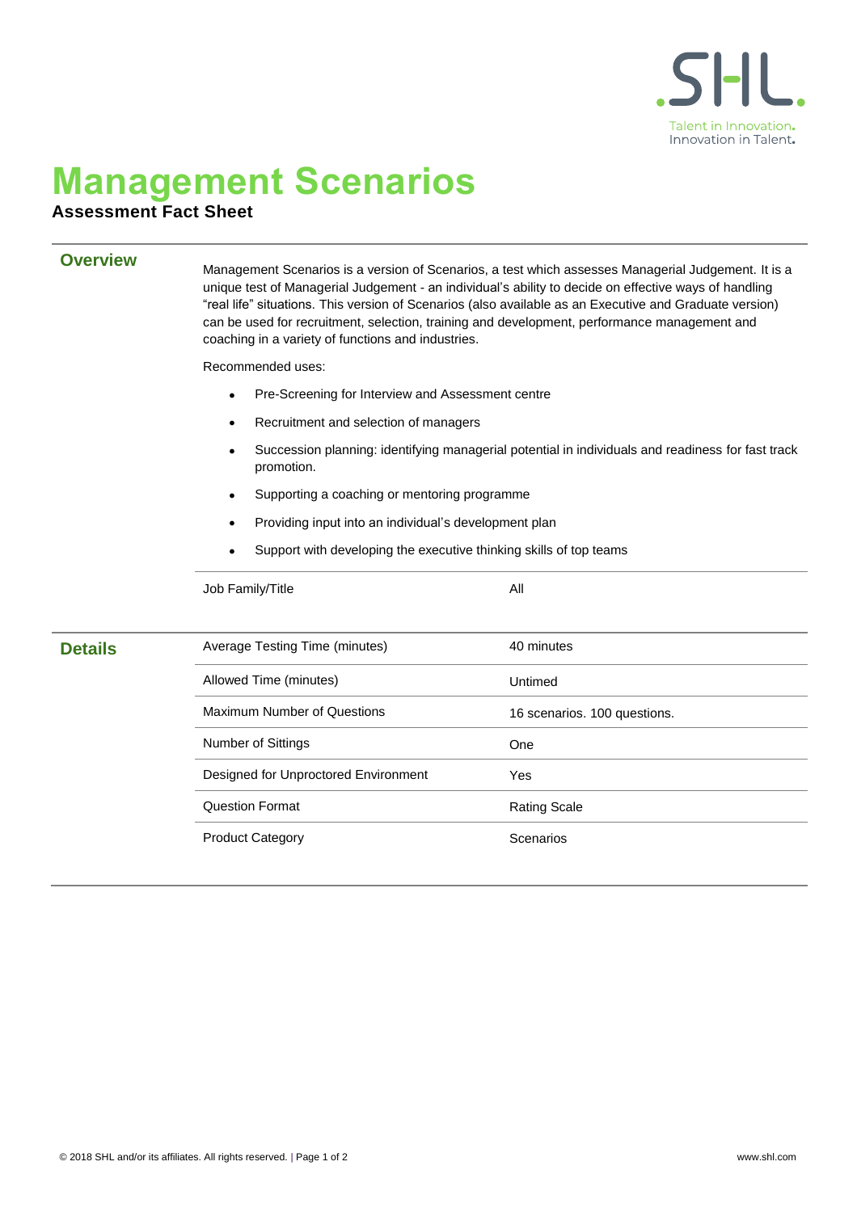# Management Scenarios

**Assessment Fact Sheet**

## Overview

Management Scenarios is a version of Scenarios, a test which assesses Managerial Judgement. It is a unique test of Managerial Judgement - an individual's ability to decide on effective ways of handling "real life" situations. This version of Scenarios (also available as an Executive and Graduate version) can be used for recruitment, selection, training and development, performance management and coaching in a variety of functions and industries.

Recommended uses:

- Pre-Screening for Interview and Assessment centre
- Recruitment and selection of managers
- Succession planning: identifying managerial potential in individuals and readiness for fast track promotion.
- Supporting a coaching or mentoring programme
- Providing input into an individual's development plan
- Support with developing the executive thinking skills of top teams

| | |
|---|---|
| Job Family/Title | All |

## Details

| | |
|---|---|
| Average Testing Time (minutes) | 40 minutes |
| Allowed Time (minutes) | Untimed |
| Maximum Number of Questions | 16 scenarios. 100 questions. |
| Number of Sittings | One |
| Designed for Unproctored Environment | Yes |
| Question Format | Rating Scale |
| Product Category | Scenarios |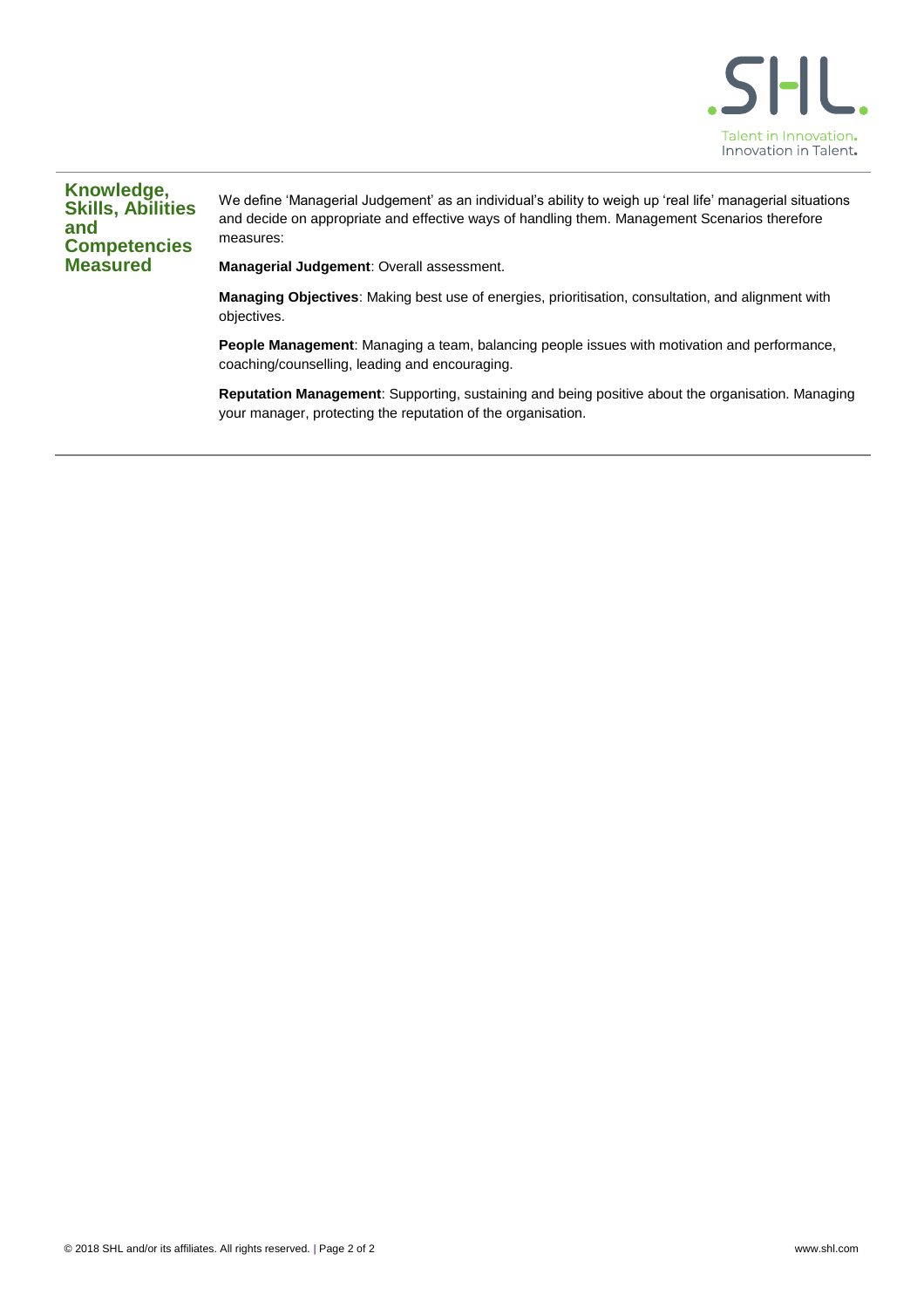## Knowledge, Skills, Abilities and Competencies Measured

We define 'Managerial Judgement' as an individual's ability to weigh up 'real life' managerial situations and decide on appropriate and effective ways of handling them. Management Scenarios therefore measures:

**Managerial Judgement**: Overall assessment.

**Managing Objectives**: Making best use of energies, prioritisation, consultation, and alignment with objectives.

**People Management**: Managing a team, balancing people issues with motivation and performance, coaching/counselling, leading and encouraging.

**Reputation Management**: Supporting, sustaining and being positive about the organisation. Managing your manager, protecting the reputation of the organisation.